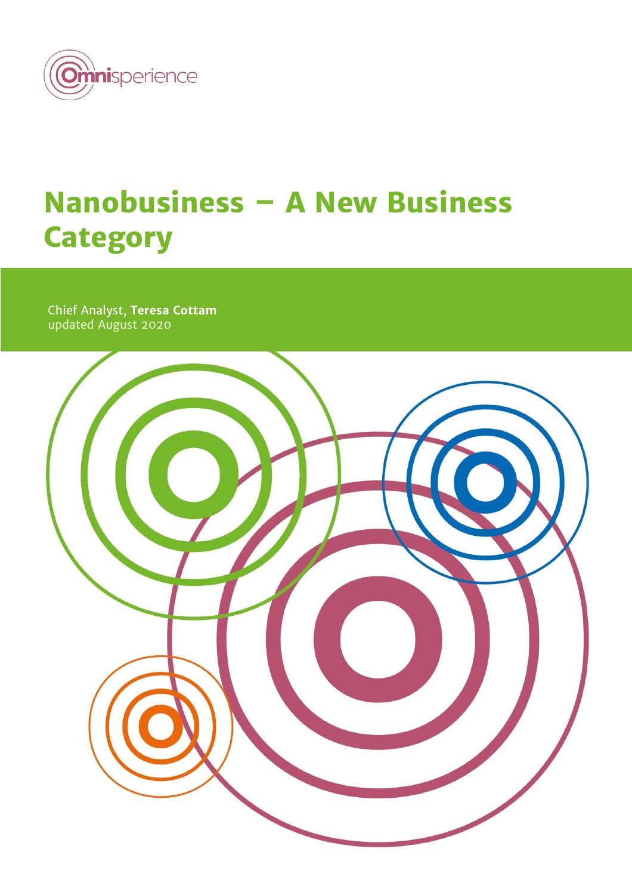Omnisperience

# Nanobusiness – A New Business Category

Chief Analyst, **Teresa Cottam**
updated August 2020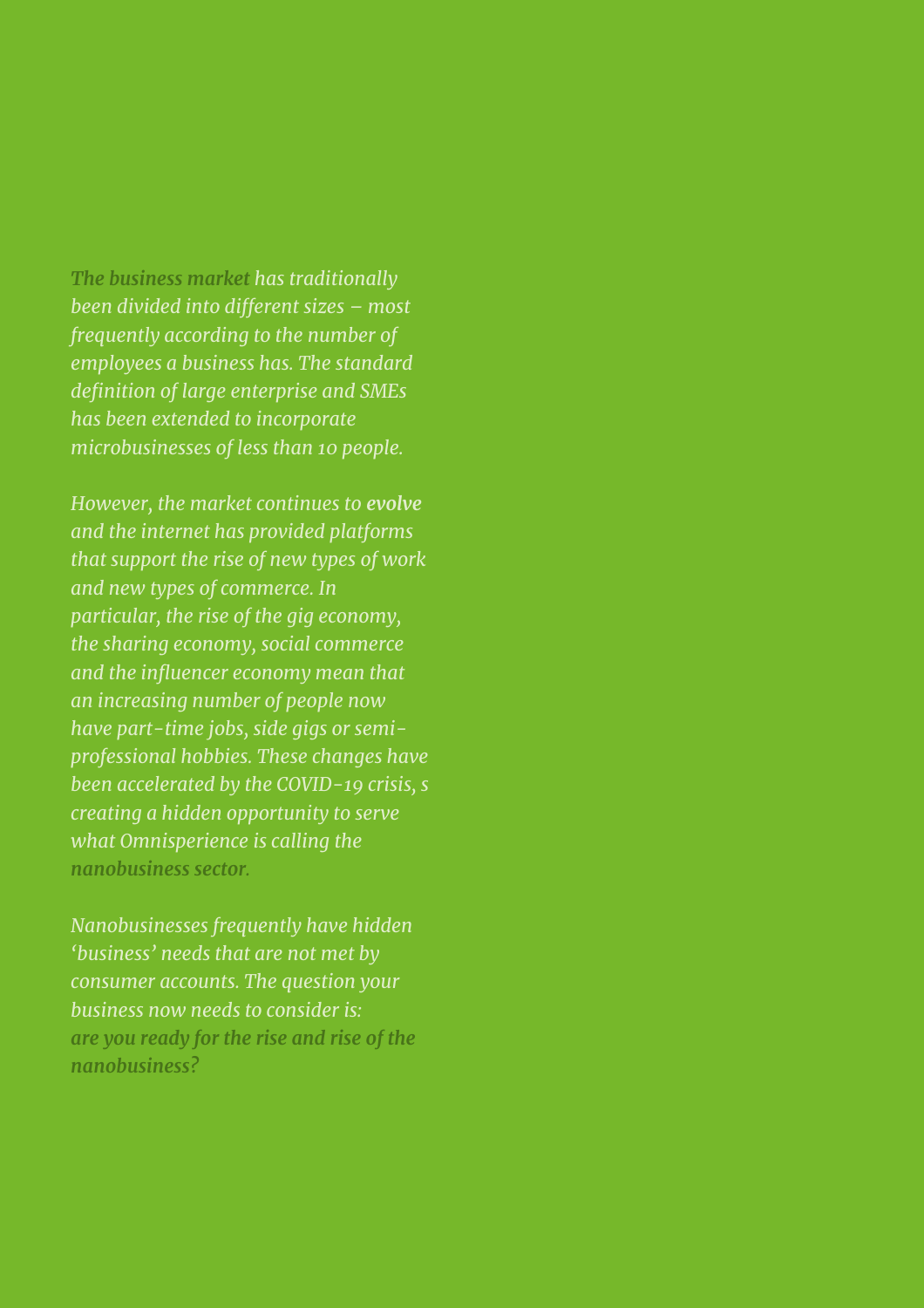*__The business market__ has traditionally been divided into different sizes – most frequently according to the number of employees a business has. The standard definition of large enterprise and SMEs has been extended to incorporate microbusinesses of less than 10 people.*

*However, the market continues to __evolve__ and the internet has provided platforms that support the rise of new types of work and new types of commerce. In particular, the rise of the gig economy, the sharing economy, social commerce and the influencer economy mean that an increasing number of people now have part-time jobs, side gigs or semi-professional hobbies. These changes have been accelerated by the COVID-19 crisis, s creating a hidden opportunity to serve what Omnisperience is calling the __nanobusiness sector__.*

*Nanobusinesses frequently have hidden 'business' needs that are not met by consumer accounts. The question your business now needs to consider is: __are you ready for the rise and rise of the nanobusiness?__*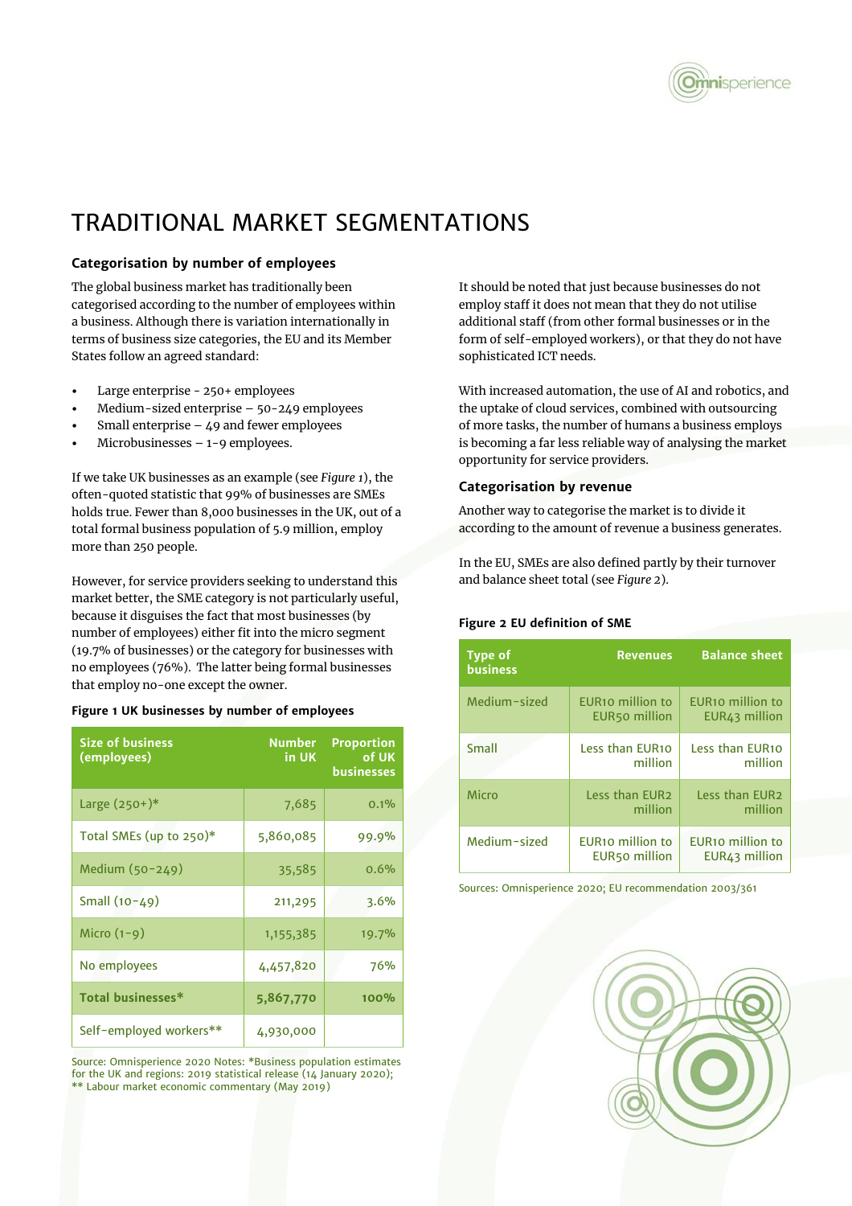# TRADITIONAL MARKET SEGMENTATIONS

### Categorisation by number of employees

The global business market has traditionally been categorised according to the number of employees within a business. Although there is variation internationally in terms of business size categories, the EU and its Member States follow an agreed standard:

- Large enterprise - 250+ employees
- Medium-sized enterprise – 50-249 employees
- Small enterprise – 49 and fewer employees
- Microbusinesses – 1-9 employees.

If we take UK businesses as an example (see *Figure 1*), the often-quoted statistic that 99% of businesses are SMEs holds true. Fewer than 8,000 businesses in the UK, out of a total formal business population of 5.9 million, employ more than 250 people.

However, for service providers seeking to understand this market better, the SME category is not particularly useful, because it disguises the fact that most businesses (by number of employees) either fit into the micro segment (19.7% of businesses) or the category for businesses with no employees (76%). The latter being formal businesses that employ no-one except the owner.

**Figure 1 UK businesses by number of employees**

| Size of business (employees) | Number in UK | Proportion of UK businesses |
|---|---|---|
| Large (250+)* | 7,685 | 0.1% |
| Total SMEs (up to 250)* | 5,860,085 | 99.9% |
| Medium (50-249) | 35,585 | 0.6% |
| Small (10-49) | 211,295 | 3.6% |
| Micro (1-9) | 1,155,385 | 19.7% |
| No employees | 4,457,820 | 76% |
| **Total businesses*** | **5,867,770** | **100%** |
| Self-employed workers** | 4,930,000 | |

Source: Omnisperience 2020 Notes: *Business population estimates for the UK and regions: 2019 statistical release (14 January 2020); ** Labour market economic commentary (May 2019)

It should be noted that just because businesses do not employ staff it does not mean that they do not utilise additional staff (from other formal businesses or in the form of self-employed workers), or that they do not have sophisticated ICT needs.

With increased automation, the use of AI and robotics, and the uptake of cloud services, combined with outsourcing of more tasks, the number of humans a business employs is becoming a far less reliable way of analysing the market opportunity for service providers.

### Categorisation by revenue

Another way to categorise the market is to divide it according to the amount of revenue a business generates.

In the EU, SMEs are also defined partly by their turnover and balance sheet total (see *Figure 2*).

**Figure 2 EU definition of SME**

| Type of business | Revenues | Balance sheet |
|---|---|---|
| Medium-sized | EUR10 million to EUR50 million | EUR10 million to EUR43 million |
| Small | Less than EUR10 million | Less than EUR10 million |
| Micro | Less than EUR2 million | Less than EUR2 million |
| Medium-sized | EUR10 million to EUR50 million | EUR10 million to EUR43 million |

Sources: Omnisperience 2020; EU recommendation 2003/361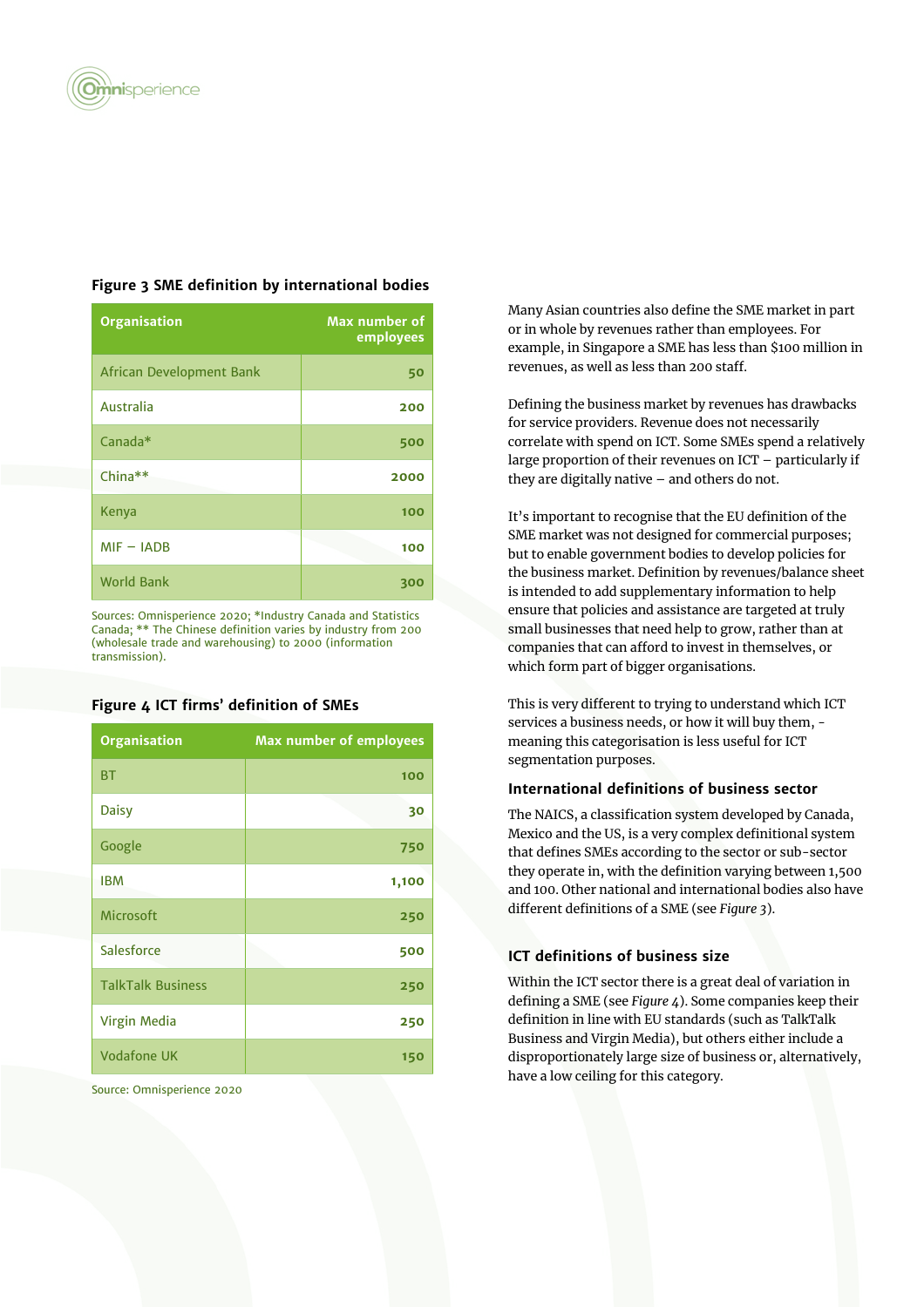**Figure 3 SME definition by international bodies**

| Organisation | Max number of employees |
| --- | --- |
| African Development Bank | 50 |
| Australia | 200 |
| Canada* | 500 |
| China** | 2000 |
| Kenya | 100 |
| MIF – IADB | 100 |
| World Bank | 300 |

Sources: Omnisperience 2020; *Industry Canada and Statistics Canada; ** The Chinese definition varies by industry from 200 (wholesale trade and warehousing) to 2000 (information transmission).

**Figure 4 ICT firms' definition of SMEs**

| Organisation | Max number of employees |
| --- | --- |
| BT | 100 |
| Daisy | 30 |
| Google | 750 |
| IBM | 1,100 |
| Microsoft | 250 |
| Salesforce | 500 |
| TalkTalk Business | 250 |
| Virgin Media | 250 |
| Vodafone UK | 150 |

Source: Omnisperience 2020

Many Asian countries also define the SME market in part or in whole by revenues rather than employees. For example, in Singapore a SME has less than $100 million in revenues, as well as less than 200 staff.

Defining the business market by revenues has drawbacks for service providers. Revenue does not necessarily correlate with spend on ICT. Some SMEs spend a relatively large proportion of their revenues on ICT – particularly if they are digitally native – and others do not.

It's important to recognise that the EU definition of the SME market was not designed for commercial purposes; but to enable government bodies to develop policies for the business market. Definition by revenues/balance sheet is intended to add supplementary information to help ensure that policies and assistance are targeted at truly small businesses that need help to grow, rather than at companies that can afford to invest in themselves, or which form part of bigger organisations.

This is very different to trying to understand which ICT services a business needs, or how it will buy them, - meaning this categorisation is less useful for ICT segmentation purposes.

### International definitions of business sector

The NAICS, a classification system developed by Canada, Mexico and the US, is a very complex definitional system that defines SMEs according to the sector or sub-sector they operate in, with the definition varying between 1,500 and 100. Other national and international bodies also have different definitions of a SME (see *Figure 3*).

### ICT definitions of business size

Within the ICT sector there is a great deal of variation in defining a SME (see *Figure 4*). Some companies keep their definition in line with EU standards (such as TalkTalk Business and Virgin Media), but others either include a disproportionately large size of business or, alternatively, have a low ceiling for this category.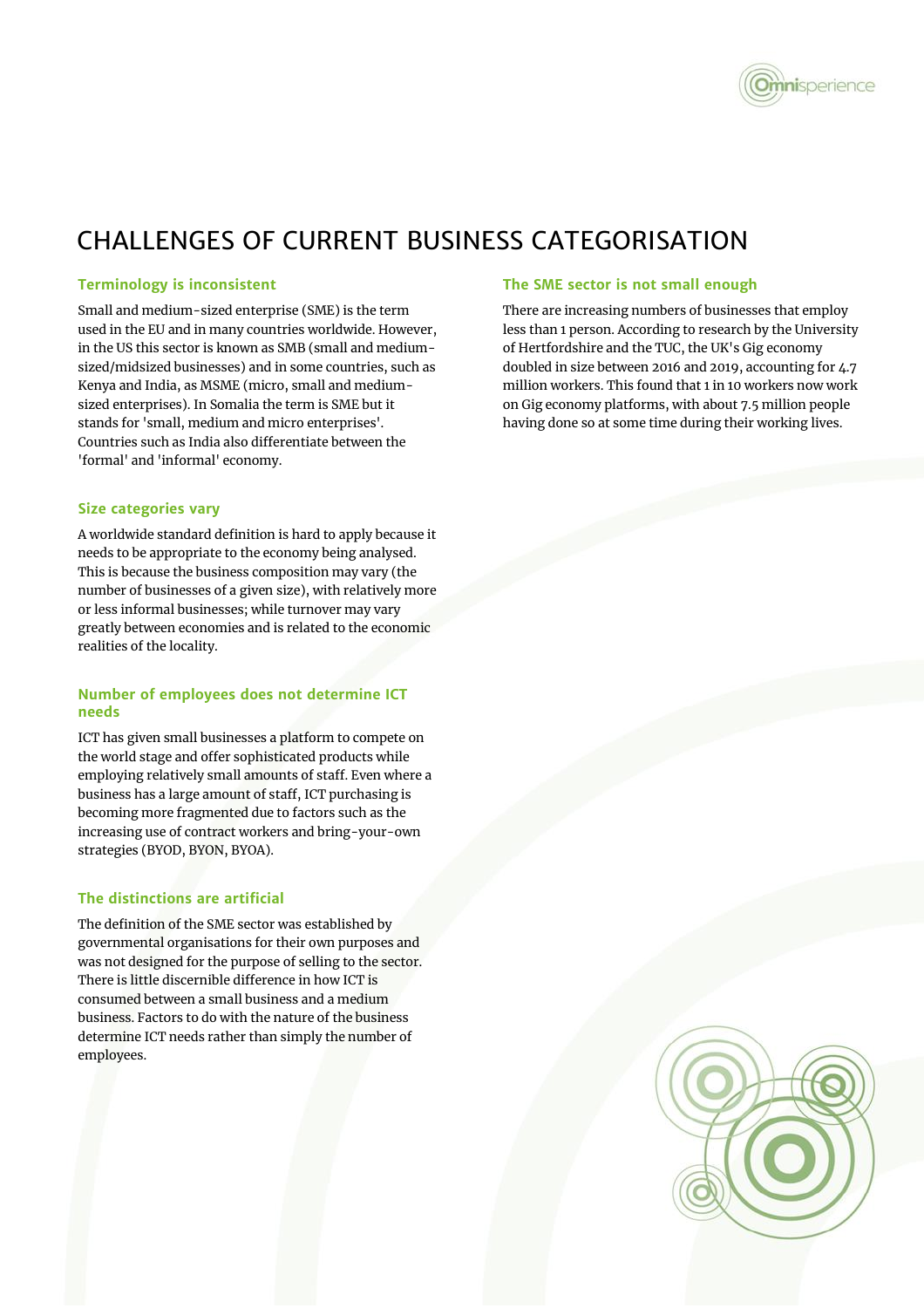# CHALLENGES OF CURRENT BUSINESS CATEGORISATION

### Terminology is inconsistent

Small and medium-sized enterprise (SME) is the term used in the EU and in many countries worldwide. However, in the US this sector is known as SMB (small and medium-sized/midsized businesses) and in some countries, such as Kenya and India, as MSME (micro, small and medium-sized enterprises). In Somalia the term is SME but it stands for 'small, medium and micro enterprises'. Countries such as India also differentiate between the 'formal' and 'informal' economy.

### Size categories vary

A worldwide standard definition is hard to apply because it needs to be appropriate to the economy being analysed. This is because the business composition may vary (the number of businesses of a given size), with relatively more or less informal businesses; while turnover may vary greatly between economies and is related to the economic realities of the locality.

### Number of employees does not determine ICT needs

ICT has given small businesses a platform to compete on the world stage and offer sophisticated products while employing relatively small amounts of staff. Even where a business has a large amount of staff, ICT purchasing is becoming more fragmented due to factors such as the increasing use of contract workers and bring-your-own strategies (BYOD, BYON, BYOA).

### The distinctions are artificial

The definition of the SME sector was established by governmental organisations for their own purposes and was not designed for the purpose of selling to the sector. There is little discernible difference in how ICT is consumed between a small business and a medium business. Factors to do with the nature of the business determine ICT needs rather than simply the number of employees.

### The SME sector is not small enough

There are increasing numbers of businesses that employ less than 1 person. According to research by the University of Hertfordshire and the TUC, the UK's Gig economy doubled in size between 2016 and 2019, accounting for 4.7 million workers. This found that 1 in 10 workers now work on Gig economy platforms, with about 7.5 million people having done so at some time during their working lives.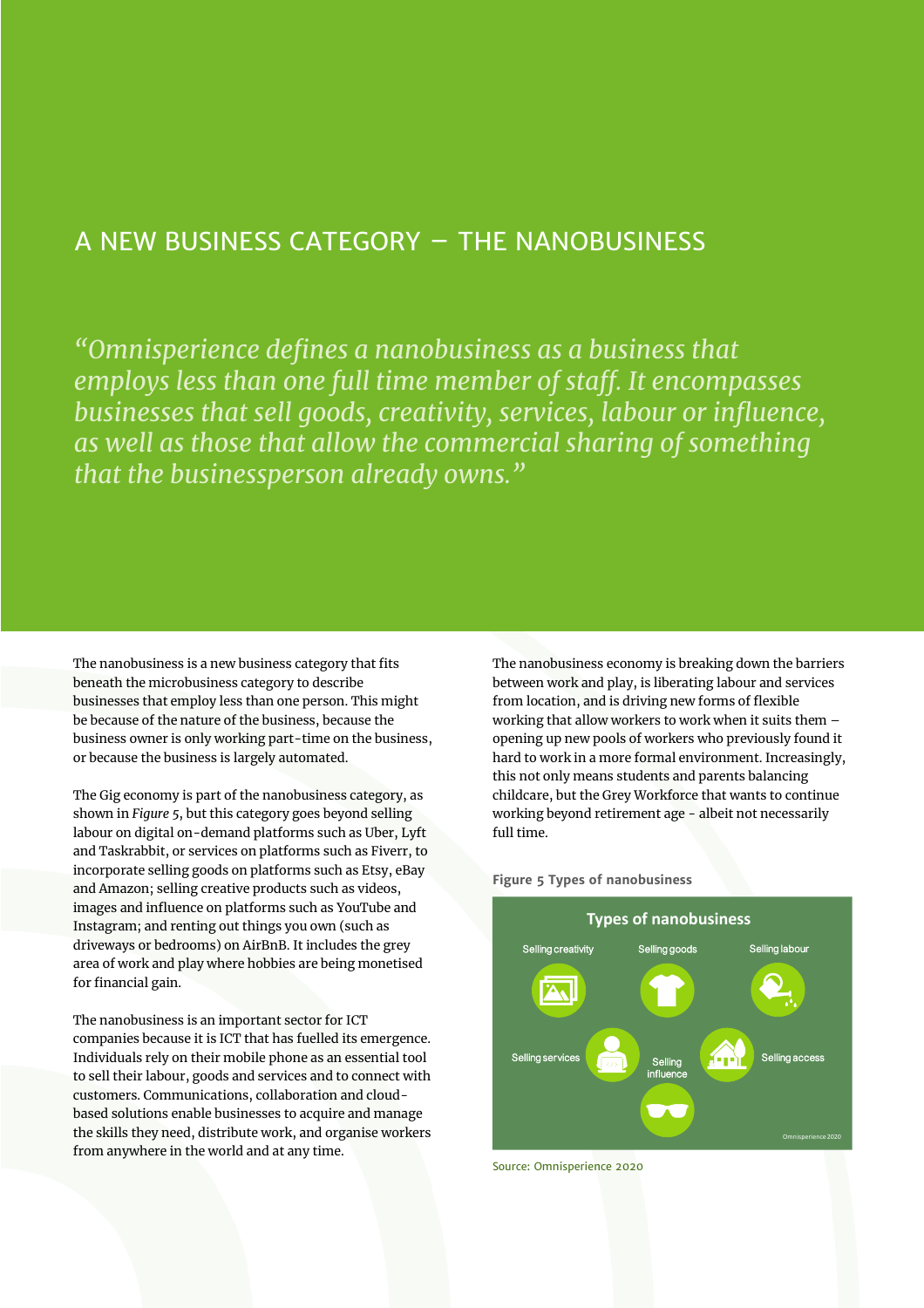# A NEW BUSINESS CATEGORY – THE NANOBUSINESS

*"Omnisperience defines a nanobusiness as a business that employs less than one full time member of staff. It encompasses businesses that sell goods, creativity, services, labour or influence, as well as those that allow the commercial sharing of something that the businessperson already owns."*

The nanobusiness is a new business category that fits beneath the microbusiness category to describe businesses that employ less than one person. This might be because of the nature of the business, because the business owner is only working part-time on the business, or because the business is largely automated.

The Gig economy is part of the nanobusiness category, as shown in *Figure 5*, but this category goes beyond selling labour on digital on-demand platforms such as Uber, Lyft and Taskrabbit, or services on platforms such as Fiverr, to incorporate selling goods on platforms such as Etsy, eBay and Amazon; selling creative products such as videos, images and influence on platforms such as YouTube and Instagram; and renting out things you own (such as driveways or bedrooms) on AirBnB. It includes the grey area of work and play where hobbies are being monetised for financial gain.

The nanobusiness is an important sector for ICT companies because it is ICT that has fuelled its emergence. Individuals rely on their mobile phone as an essential tool to sell their labour, goods and services and to connect with customers. Communications, collaboration and cloud-based solutions enable businesses to acquire and manage the skills they need, distribute work, and organise workers from anywhere in the world and at any time.

The nanobusiness economy is breaking down the barriers between work and play, is liberating labour and services from location, and is driving new forms of flexible working that allow workers to work when it suits them – opening up new pools of workers who previously found it hard to work in a more formal environment. Increasingly, this not only means students and parents balancing childcare, but the Grey Workforce that wants to continue working beyond retirement age - albeit not necessarily full time.

**Figure 5 Types of nanobusiness**

Types of nanobusiness

Selling creativity, Selling goods, Selling labour, Selling services, Selling influence, Selling access

Omnisperience 2020

Source: Omnisperience 2020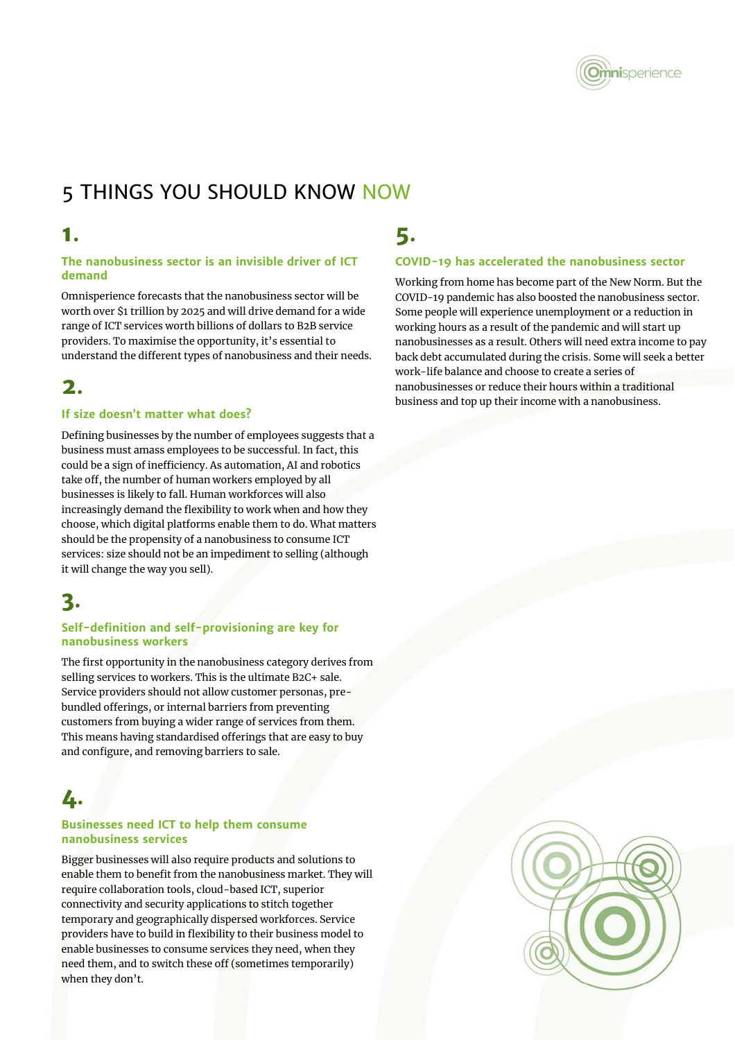# 5 THINGS YOU SHOULD KNOW NOW

## 1.

### The nanobusiness sector is an invisible driver of ICT demand

Omnisperience forecasts that the nanobusiness sector will be worth over $1 trillion by 2025 and will drive demand for a wide range of ICT services worth billions of dollars to B2B service providers. To maximise the opportunity, it's essential to understand the different types of nanobusiness and their needs.

## 2.

### If size doesn't matter what does?

Defining businesses by the number of employees suggests that a business must amass employees to be successful. In fact, this could be a sign of inefficiency. As automation, AI and robotics take off, the number of human workers employed by all businesses is likely to fall. Human workforces will also increasingly demand the flexibility to work when and how they choose, which digital platforms enable them to do. What matters should be the propensity of a nanobusiness to consume ICT services: size should not be an impediment to selling (although it will change the way you sell).

## 3.

### Self-definition and self-provisioning are key for nanobusiness workers

The first opportunity in the nanobusiness category derives from selling services to workers. This is the ultimate B2C+ sale. Service providers should not allow customer personas, pre-bundled offerings, or internal barriers from preventing customers from buying a wider range of services from them. This means having standardised offerings that are easy to buy and configure, and removing barriers to sale.

## 4.

### Businesses need ICT to help them consume nanobusiness services

Bigger businesses will also require products and solutions to enable them to benefit from the nanobusiness market. They will require collaboration tools, cloud-based ICT, superior connectivity and security applications to stitch together temporary and geographically dispersed workforces. Service providers have to build in flexibility to their business model to enable businesses to consume services they need, when they need them, and to switch these off (sometimes temporarily) when they don't.

## 5.

### COVID-19 has accelerated the nanobusiness sector

Working from home has become part of the New Norm. But the COVID-19 pandemic has also boosted the nanobusiness sector. Some people will experience unemployment or a reduction in working hours as a result of the pandemic and will start up nanobusinesses as a result. Others will need extra income to pay back debt accumulated during the crisis. Some will seek a better work-life balance and choose to create a series of nanobusinesses or reduce their hours within a traditional business and top up their income with a nanobusiness.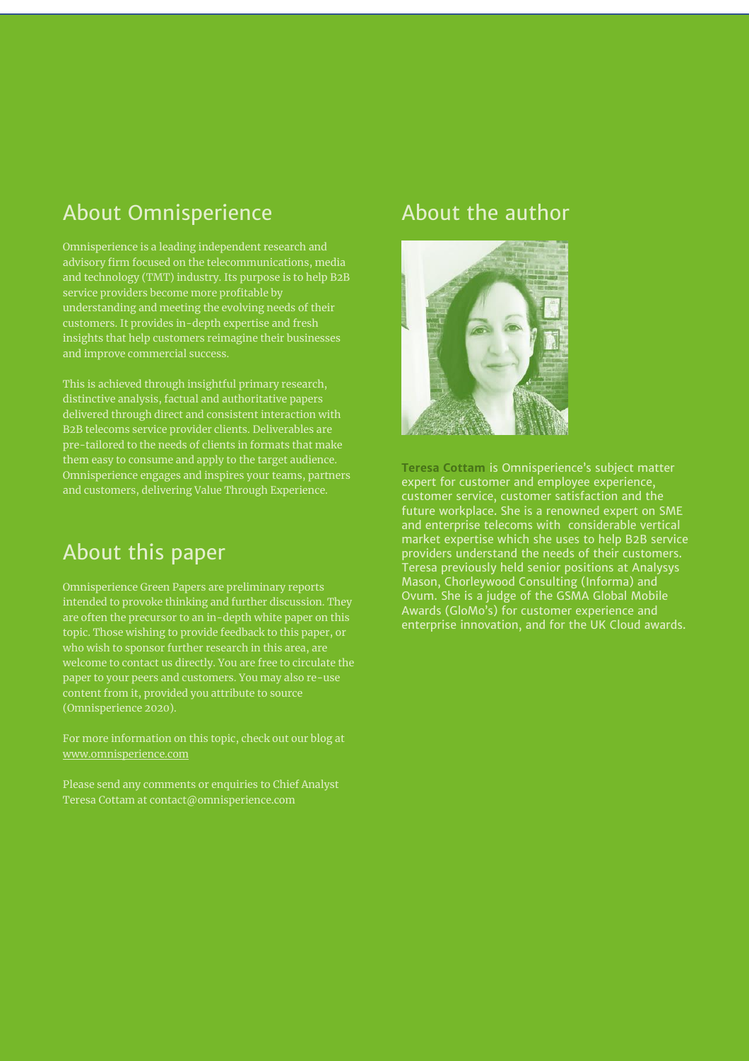## About Omnisperience

Omnisperience is a leading independent research and advisory firm focused on the telecommunications, media and technology (TMT) industry. Its purpose is to help B2B service providers become more profitable by understanding and meeting the evolving needs of their customers. It provides in-depth expertise and fresh insights that help customers reimagine their businesses and improve commercial success.

This is achieved through insightful primary research, distinctive analysis, factual and authoritative papers delivered through direct and consistent interaction with B2B telecoms service provider clients. Deliverables are pre-tailored to the needs of clients in formats that make them easy to consume and apply to the target audience. Omnisperience engages and inspires your teams, partners and customers, delivering Value Through Experience.

## About this paper

Omnisperience Green Papers are preliminary reports intended to provoke thinking and further discussion. They are often the precursor to an in-depth white paper on this topic. Those wishing to provide feedback to this paper, or who wish to sponsor further research in this area, are welcome to contact us directly. You are free to circulate the paper to your peers and customers. You may also re-use content from it, provided you attribute to source (Omnisperience 2020).

For more information on this topic, check out our blog at www.omnisperience.com

Please send any comments or enquiries to Chief Analyst Teresa Cottam at contact@omnisperience.com

## About the author

**Teresa Cottam** is Omnisperience's subject matter expert for customer and employee experience, customer service, customer satisfaction and the future workplace. She is a renowned expert on SME and enterprise telecoms with considerable vertical market expertise which she uses to help B2B service providers understand the needs of their customers. Teresa previously held senior positions at Analysys Mason, Chorleywood Consulting (Informa) and Ovum. She is a judge of the GSMA Global Mobile Awards (GloMo's) for customer experience and enterprise innovation, and for the UK Cloud awards.